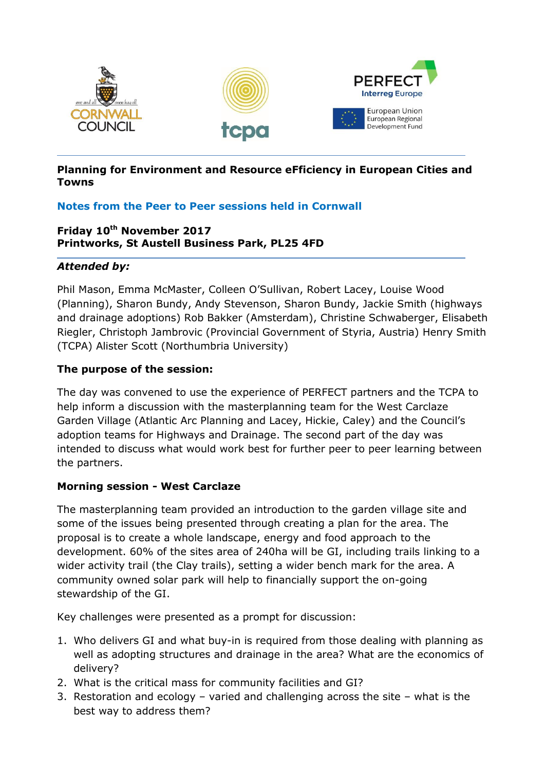**Planning for Environment and Resource eFficiency in European Cities and Towns**

**Notes from the Peer to Peer sessions held in Cornwall**

**Friday 10th November 2017**
**Printworks, St Austell Business Park, PL25 4FD**

***Attended by:***

Phil Mason, Emma McMaster, Colleen O'Sullivan, Robert Lacey, Louise Wood (Planning), Sharon Bundy, Andy Stevenson, Sharon Bundy, Jackie Smith (highways and drainage adoptions) Rob Bakker (Amsterdam), Christine Schwaberger, Elisabeth Riegler, Christoph Jambrovic (Provincial Government of Styria, Austria) Henry Smith (TCPA) Alister Scott (Northumbria University)

**The purpose of the session:**

The day was convened to use the experience of PERFECT partners and the TCPA to help inform a discussion with the masterplanning team for the West Carclaze Garden Village (Atlantic Arc Planning and Lacey, Hickie, Caley) and the Council's adoption teams for Highways and Drainage. The second part of the day was intended to discuss what would work best for further peer to peer learning between the partners.

**Morning session - West Carclaze**

The masterplanning team provided an introduction to the garden village site and some of the issues being presented through creating a plan for the area. The proposal is to create a whole landscape, energy and food approach to the development. 60% of the sites area of 240ha will be GI, including trails linking to a wider activity trail (the Clay trails), setting a wider bench mark for the area. A community owned solar park will help to financially support the on-going stewardship of the GI.

Key challenges were presented as a prompt for discussion:

1. Who delivers GI and what buy-in is required from those dealing with planning as well as adopting structures and drainage in the area? What are the economics of delivery?
2. What is the critical mass for community facilities and GI?
3. Restoration and ecology – varied and challenging across the site – what is the best way to address them?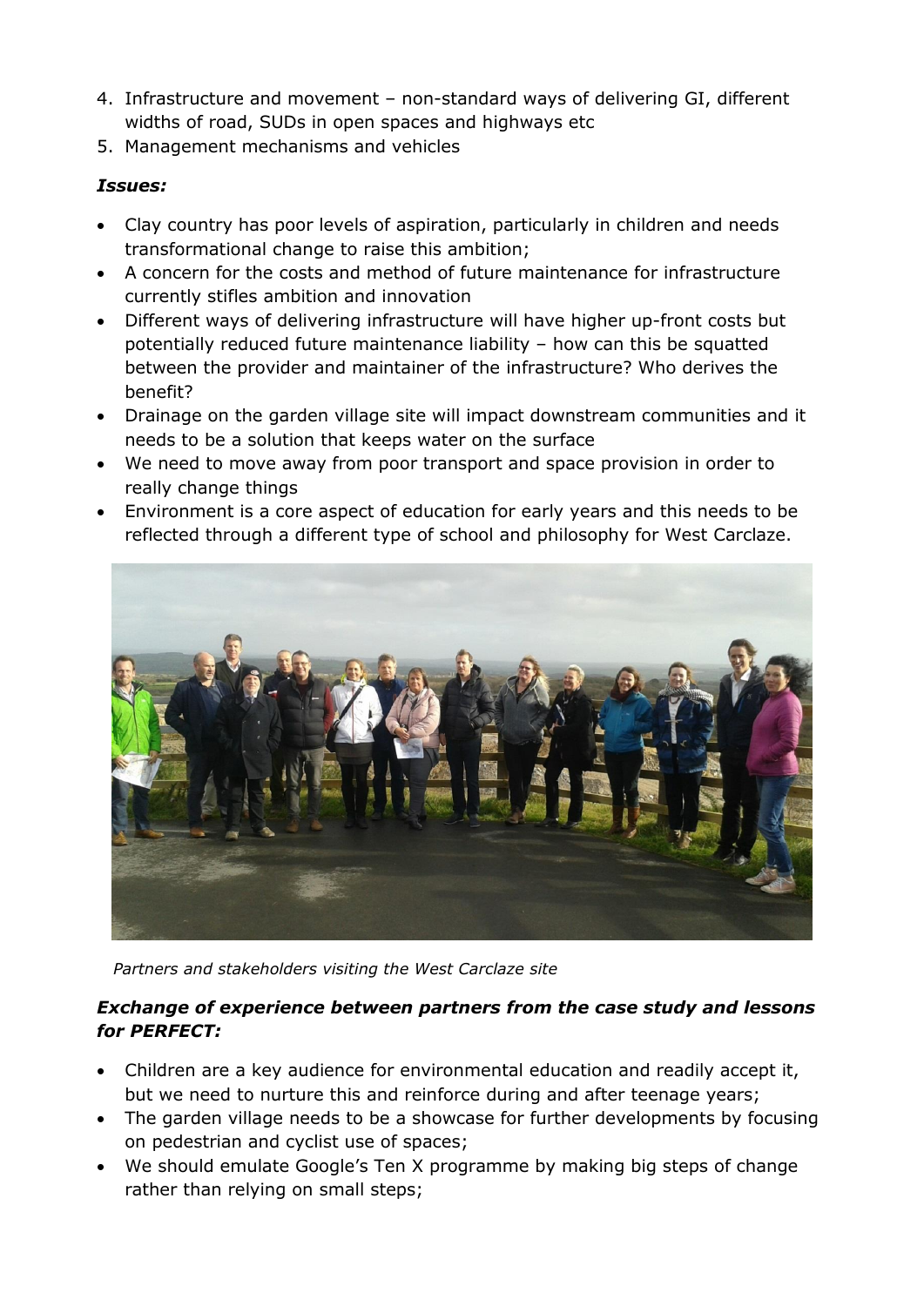4. Infrastructure and movement – non-standard ways of delivering GI, different widths of road, SUDs in open spaces and highways etc
5. Management mechanisms and vehicles

***Issues:***

- Clay country has poor levels of aspiration, particularly in children and needs transformational change to raise this ambition;
- A concern for the costs and method of future maintenance for infrastructure currently stifles ambition and innovation
- Different ways of delivering infrastructure will have higher up-front costs but potentially reduced future maintenance liability – how can this be squatted between the provider and maintainer of the infrastructure? Who derives the benefit?
- Drainage on the garden village site will impact downstream communities and it needs to be a solution that keeps water on the surface
- We need to move away from poor transport and space provision in order to really change things
- Environment is a core aspect of education for early years and this needs to be reflected through a different type of school and philosophy for West Carclaze.

*Partners and stakeholders visiting the West Carclaze site*

***Exchange of experience between partners from the case study and lessons for PERFECT:***

- Children are a key audience for environmental education and readily accept it, but we need to nurture this and reinforce during and after teenage years;
- The garden village needs to be a showcase for further developments by focusing on pedestrian and cyclist use of spaces;
- We should emulate Google's Ten X programme by making big steps of change rather than relying on small steps;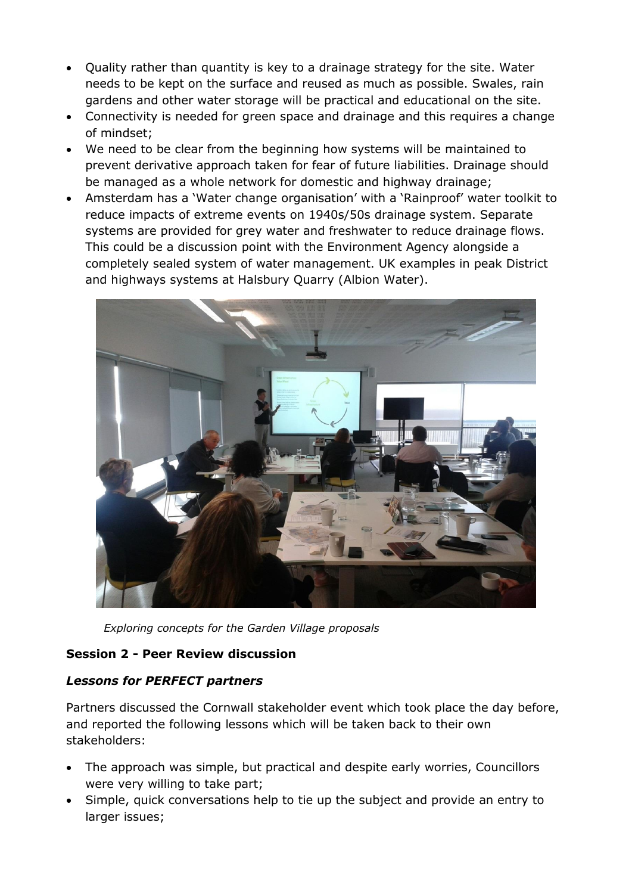- Quality rather than quantity is key to a drainage strategy for the site. Water needs to be kept on the surface and reused as much as possible. Swales, rain gardens and other water storage will be practical and educational on the site.
- Connectivity is needed for green space and drainage and this requires a change of mindset;
- We need to be clear from the beginning how systems will be maintained to prevent derivative approach taken for fear of future liabilities. Drainage should be managed as a whole network for domestic and highway drainage;
- Amsterdam has a 'Water change organisation' with a 'Rainproof' water toolkit to reduce impacts of extreme events on 1940s/50s drainage system. Separate systems are provided for grey water and freshwater to reduce drainage flows. This could be a discussion point with the Environment Agency alongside a completely sealed system of water management. UK examples in peak District and highways systems at Halsbury Quarry (Albion Water).

*Exploring concepts for the Garden Village proposals*

**Session 2 - Peer Review discussion**

***Lessons for PERFECT partners***

Partners discussed the Cornwall stakeholder event which took place the day before, and reported the following lessons which will be taken back to their own stakeholders:

- The approach was simple, but practical and despite early worries, Councillors were very willing to take part;
- Simple, quick conversations help to tie up the subject and provide an entry to larger issues;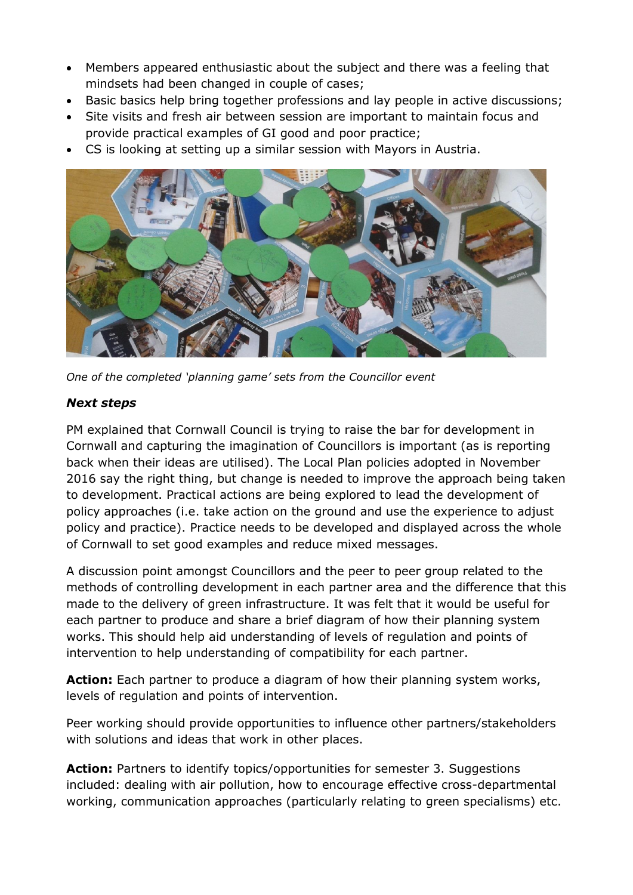- Members appeared enthusiastic about the subject and there was a feeling that mindsets had been changed in couple of cases;
- Basic basics help bring together professions and lay people in active discussions;
- Site visits and fresh air between session are important to maintain focus and provide practical examples of GI good and poor practice;
- CS is looking at setting up a similar session with Mayors in Austria.

*One of the completed 'planning game' sets from the Councillor event*

***Next steps***

PM explained that Cornwall Council is trying to raise the bar for development in Cornwall and capturing the imagination of Councillors is important (as is reporting back when their ideas are utilised). The Local Plan policies adopted in November 2016 say the right thing, but change is needed to improve the approach being taken to development. Practical actions are being explored to lead the development of policy approaches (i.e. take action on the ground and use the experience to adjust policy and practice). Practice needs to be developed and displayed across the whole of Cornwall to set good examples and reduce mixed messages.

A discussion point amongst Councillors and the peer to peer group related to the methods of controlling development in each partner area and the difference that this made to the delivery of green infrastructure. It was felt that it would be useful for each partner to produce and share a brief diagram of how their planning system works. This should help aid understanding of levels of regulation and points of intervention to help understanding of compatibility for each partner.

**Action:** Each partner to produce a diagram of how their planning system works, levels of regulation and points of intervention.

Peer working should provide opportunities to influence other partners/stakeholders with solutions and ideas that work in other places.

**Action:** Partners to identify topics/opportunities for semester 3. Suggestions included: dealing with air pollution, how to encourage effective cross-departmental working, communication approaches (particularly relating to green specialisms) etc.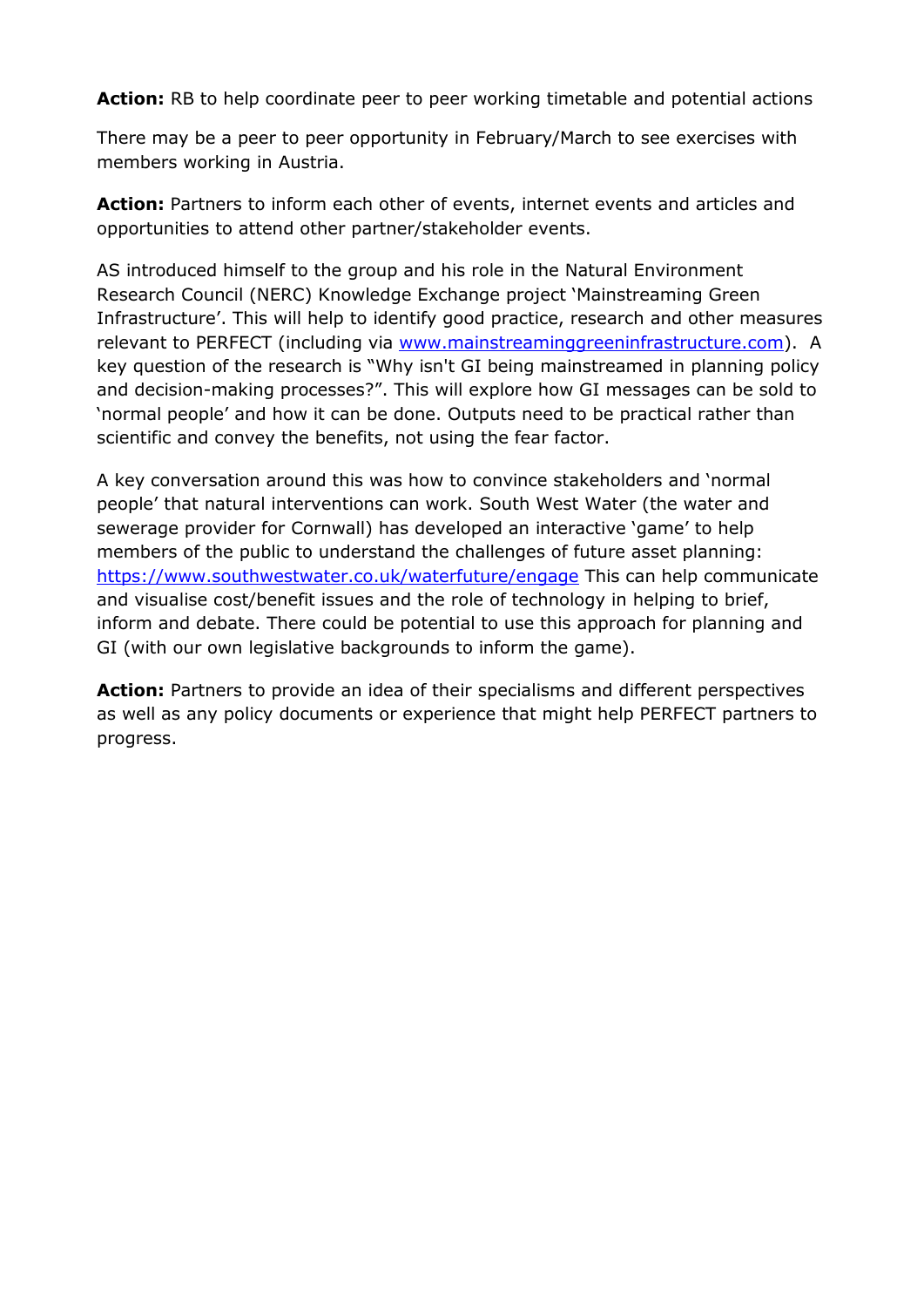**Action:** RB to help coordinate peer to peer working timetable and potential actions

There may be a peer to peer opportunity in February/March to see exercises with members working in Austria.

**Action:** Partners to inform each other of events, internet events and articles and opportunities to attend other partner/stakeholder events.

AS introduced himself to the group and his role in the Natural Environment Research Council (NERC) Knowledge Exchange project 'Mainstreaming Green Infrastructure'. This will help to identify good practice, research and other measures relevant to PERFECT (including via [www.mainstreaminggreeninfrastructure.com](www.mainstreaminggreeninfrastructure.com)). A key question of the research is "Why isn't GI being mainstreamed in planning policy and decision-making processes?". This will explore how GI messages can be sold to 'normal people' and how it can be done. Outputs need to be practical rather than scientific and convey the benefits, not using the fear factor.

A key conversation around this was how to convince stakeholders and 'normal people' that natural interventions can work. South West Water (the water and sewerage provider for Cornwall) has developed an interactive 'game' to help members of the public to understand the challenges of future asset planning: [https://www.southwestwater.co.uk/waterfuture/engage](https://www.southwestwater.co.uk/waterfuture/engage) This can help communicate and visualise cost/benefit issues and the role of technology in helping to brief, inform and debate. There could be potential to use this approach for planning and GI (with our own legislative backgrounds to inform the game).

**Action:** Partners to provide an idea of their specialisms and different perspectives as well as any policy documents or experience that might help PERFECT partners to progress.